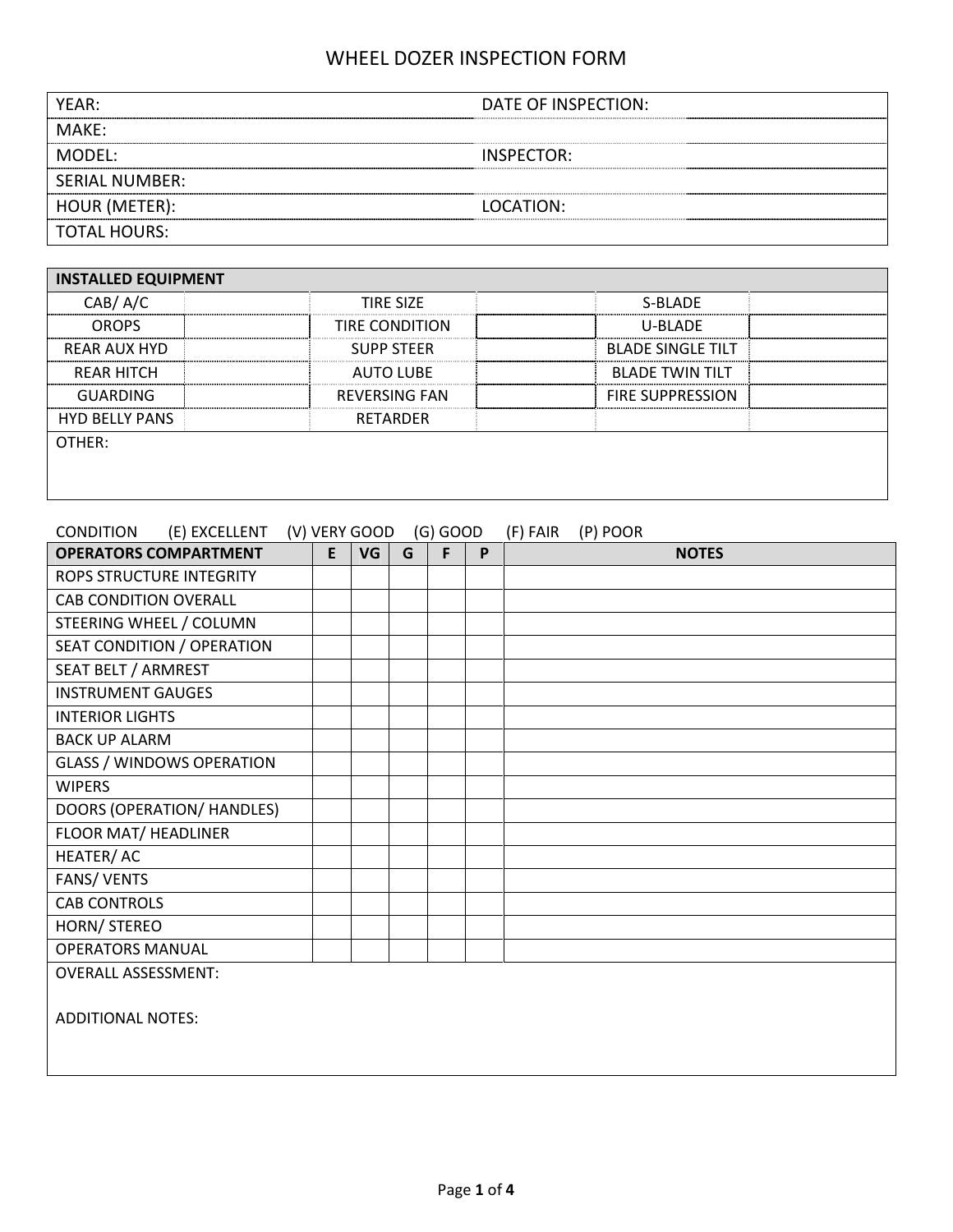# WHEEL DOZER INSPECTION FORM

| | | | |
|---|---|---|---|
| YEAR: | | DATE OF INSPECTION: | |
| MAKE: | | | |
| MODEL: | | INSPECTOR: | |
| SERIAL NUMBER: | | | |
| HOUR (METER): | | LOCATION: | |
| TOTAL HOURS: | | | |

| INSTALLED EQUIPMENT | | | | | |
|---|---|---|---|---|---|
| CAB/ A/C | | TIRE SIZE | | S-BLADE | |
| OROPS | | TIRE CONDITION | | U-BLADE | |
| REAR AUX HYD | | SUPP STEER | | BLADE SINGLE TILT | |
| REAR HITCH | | AUTO LUBE | | BLADE TWIN TILT | |
| GUARDING | | REVERSING FAN | | FIRE SUPPRESSION | |
| HYD BELLY PANS | | RETARDER | | | |
| OTHER: | | | | | |

CONDITION (E) EXCELLENT (V) VERY GOOD (G) GOOD (F) FAIR (P) POOR

| OPERATORS COMPARTMENT | E | VG | G | F | P | NOTES |
|---|---|---|---|---|---|---|
| ROPS STRUCTURE INTEGRITY | | | | | | |
| CAB CONDITION OVERALL | | | | | | |
| STEERING WHEEL / COLUMN | | | | | | |
| SEAT CONDITION / OPERATION | | | | | | |
| SEAT BELT / ARMREST | | | | | | |
| INSTRUMENT GAUGES | | | | | | |
| INTERIOR LIGHTS | | | | | | |
| BACK UP ALARM | | | | | | |
| GLASS / WINDOWS OPERATION | | | | | | |
| WIPERS | | | | | | |
| DOORS (OPERATION/ HANDLES) | | | | | | |
| FLOOR MAT/ HEADLINER | | | | | | |
| HEATER/ AC | | | | | | |
| FANS/ VENTS | | | | | | |
| CAB CONTROLS | | | | | | |
| HORN/ STEREO | | | | | | |
| OPERATORS MANUAL | | | | | | |

OVERALL ASSESSMENT:

ADDITIONAL NOTES: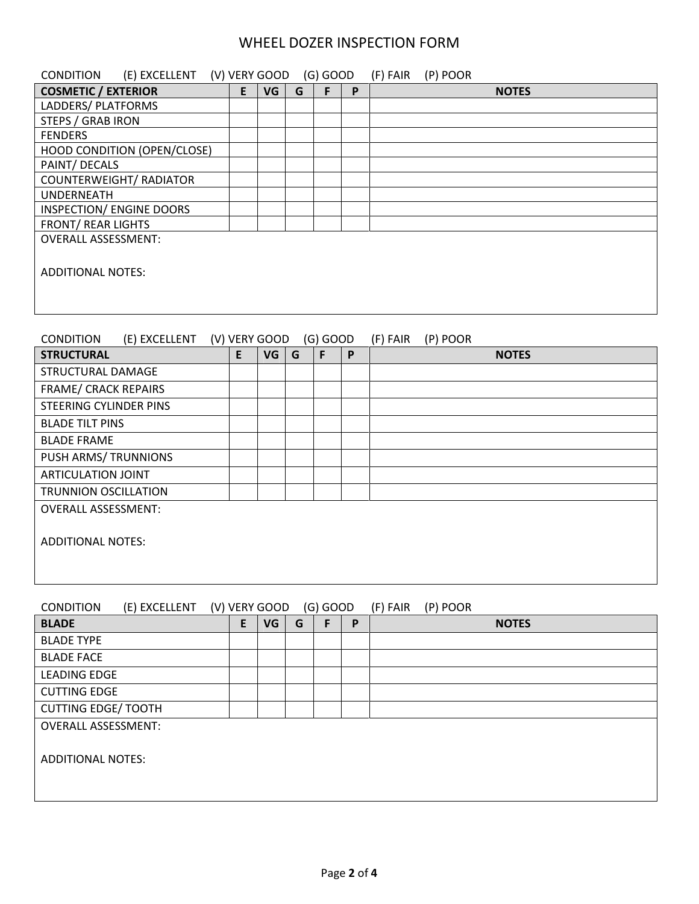# WHEEL DOZER INSPECTION FORM

CONDITION (E) EXCELLENT (V) VERY GOOD (G) GOOD (F) FAIR (P) POOR

| COSMETIC / EXTERIOR | E | VG | G | F | P | NOTES |
|---|---|---|---|---|---|---|
| LADDERS/ PLATFORMS | | | | | | |
| STEPS / GRAB IRON | | | | | | |
| FENDERS | | | | | | |
| HOOD CONDITION (OPEN/CLOSE) | | | | | | |
| PAINT/ DECALS | | | | | | |
| COUNTERWEIGHT/ RADIATOR | | | | | | |
| UNDERNEATH | | | | | | |
| INSPECTION/ ENGINE DOORS | | | | | | |
| FRONT/ REAR LIGHTS | | | | | | |

OVERALL ASSESSMENT:

ADDITIONAL NOTES:

CONDITION (E) EXCELLENT (V) VERY GOOD (G) GOOD (F) FAIR (P) POOR

| STRUCTURAL | E | VG | G | F | P | NOTES |
|---|---|---|---|---|---|---|
| STRUCTURAL DAMAGE | | | | | | |
| FRAME/ CRACK REPAIRS | | | | | | |
| STEERING CYLINDER PINS | | | | | | |
| BLADE TILT PINS | | | | | | |
| BLADE FRAME | | | | | | |
| PUSH ARMS/ TRUNNIONS | | | | | | |
| ARTICULATION JOINT | | | | | | |
| TRUNNION OSCILLATION | | | | | | |

OVERALL ASSESSMENT:

ADDITIONAL NOTES:

CONDITION (E) EXCELLENT (V) VERY GOOD (G) GOOD (F) FAIR (P) POOR

| BLADE | E | VG | G | F | P | NOTES |
|---|---|---|---|---|---|---|
| BLADE TYPE | | | | | | |
| BLADE FACE | | | | | | |
| LEADING EDGE | | | | | | |
| CUTTING EDGE | | | | | | |
| CUTTING EDGE/ TOOTH | | | | | | |

OVERALL ASSESSMENT:

ADDITIONAL NOTES: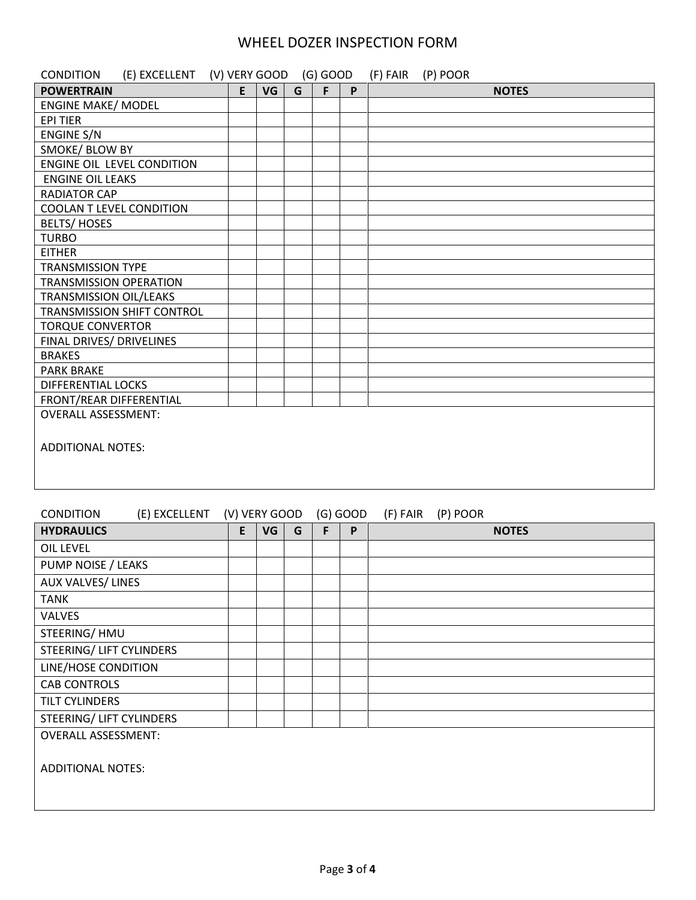# WHEEL DOZER INSPECTION FORM

CONDITION (E) EXCELLENT (V) VERY GOOD (G) GOOD (F) FAIR (P) POOR

| **POWERTRAIN** | **E** | **VG** | **G** | **F** | **P** | **NOTES** |
|---|---|---|---|---|---|---|
| ENGINE MAKE/ MODEL | | | | | | |
| EPI TIER | | | | | | |
| ENGINE S/N | | | | | | |
| SMOKE/ BLOW BY | | | | | | |
| ENGINE OIL LEVEL CONDITION | | | | | | |
| ENGINE OIL LEAKS | | | | | | |
| RADIATOR CAP | | | | | | |
| COOLAN T LEVEL CONDITION | | | | | | |
| BELTS/ HOSES | | | | | | |
| TURBO | | | | | | |
| EITHER | | | | | | |
| TRANSMISSION TYPE | | | | | | |
| TRANSMISSION OPERATION | | | | | | |
| TRANSMISSION OIL/LEAKS | | | | | | |
| TRANSMISSION SHIFT CONTROL | | | | | | |
| TORQUE CONVERTOR | | | | | | |
| FINAL DRIVES/ DRIVELINES | | | | | | |
| BRAKES | | | | | | |
| PARK BRAKE | | | | | | |
| DIFFERENTIAL LOCKS | | | | | | |
| FRONT/REAR DIFFERENTIAL | | | | | | |

OVERALL ASSESSMENT:

ADDITIONAL NOTES:

CONDITION (E) EXCELLENT (V) VERY GOOD (G) GOOD (F) FAIR (P) POOR

| **HYDRAULICS** | **E** | **VG** | **G** | **F** | **P** | **NOTES** |
|---|---|---|---|---|---|---|
| OIL LEVEL | | | | | | |
| PUMP NOISE / LEAKS | | | | | | |
| AUX VALVES/ LINES | | | | | | |
| TANK | | | | | | |
| VALVES | | | | | | |
| STEERING/ HMU | | | | | | |
| STEERING/ LIFT CYLINDERS | | | | | | |
| LINE/HOSE CONDITION | | | | | | |
| CAB CONTROLS | | | | | | |
| TILT CYLINDERS | | | | | | |
| STEERING/ LIFT CYLINDERS | | | | | | |

OVERALL ASSESSMENT:

ADDITIONAL NOTES: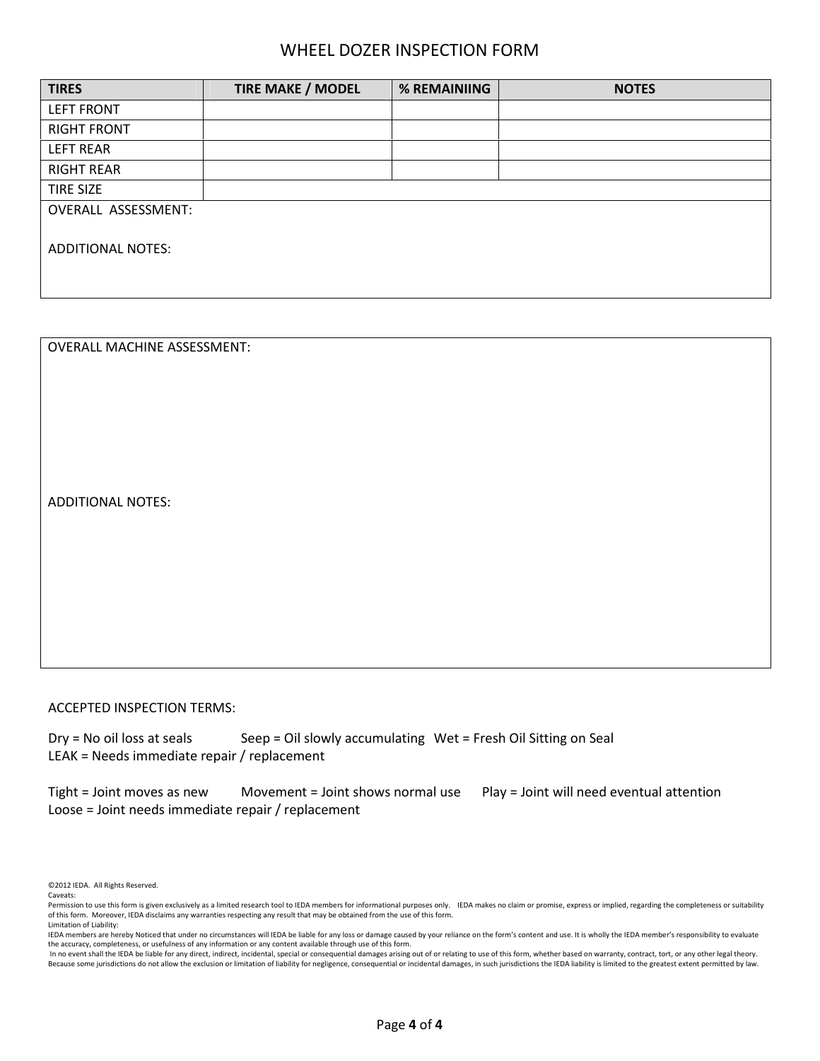# WHEEL DOZER INSPECTION FORM

| TIRES | TIRE MAKE / MODEL | % REMAINIING | NOTES |
|---|---|---|---|
| LEFT FRONT | | | |
| RIGHT FRONT | | | |
| LEFT REAR | | | |
| RIGHT REAR | | | |
| TIRE SIZE | | | |

OVERALL ASSESSMENT:

ADDITIONAL NOTES:

OVERALL MACHINE ASSESSMENT:

ADDITIONAL NOTES:

ACCEPTED INSPECTION TERMS:

Dry = No oil loss at seals Seep = Oil slowly accumulating Wet = Fresh Oil Sitting on Seal
LEAK = Needs immediate repair / replacement

Tight = Joint moves as new Movement = Joint shows normal use Play = Joint will need eventual attention
Loose = Joint needs immediate repair / replacement

©2012 IEDA. All Rights Reserved.
Caveats:
Permission to use this form is given exclusively as a limited research tool to IEDA members for informational purposes only. IEDA makes no claim or promise, express or implied, regarding the completeness or suitability of this form. Moreover, IEDA disclaims any warranties respecting any result that may be obtained from the use of this form.
Limitation of Liability:
IEDA members are hereby Noticed that under no circumstances will IEDA be liable for any loss or damage caused by your reliance on the form's content and use. It is wholly the IEDA member's responsibility to evaluate the accuracy, completeness, or usefulness of any information or any content available through use of this form.
In no event shall the IEDA be liable for any direct, indirect, incidental, special or consequential damages arising out of or relating to use of this form, whether based on warranty, contract, tort, or any other legal theory. Because some jurisdictions do not allow the exclusion or limitation of liability for negligence, consequential or incidental damages, in such jurisdictions the IEDA liability is limited to the greatest extent permitted by law.